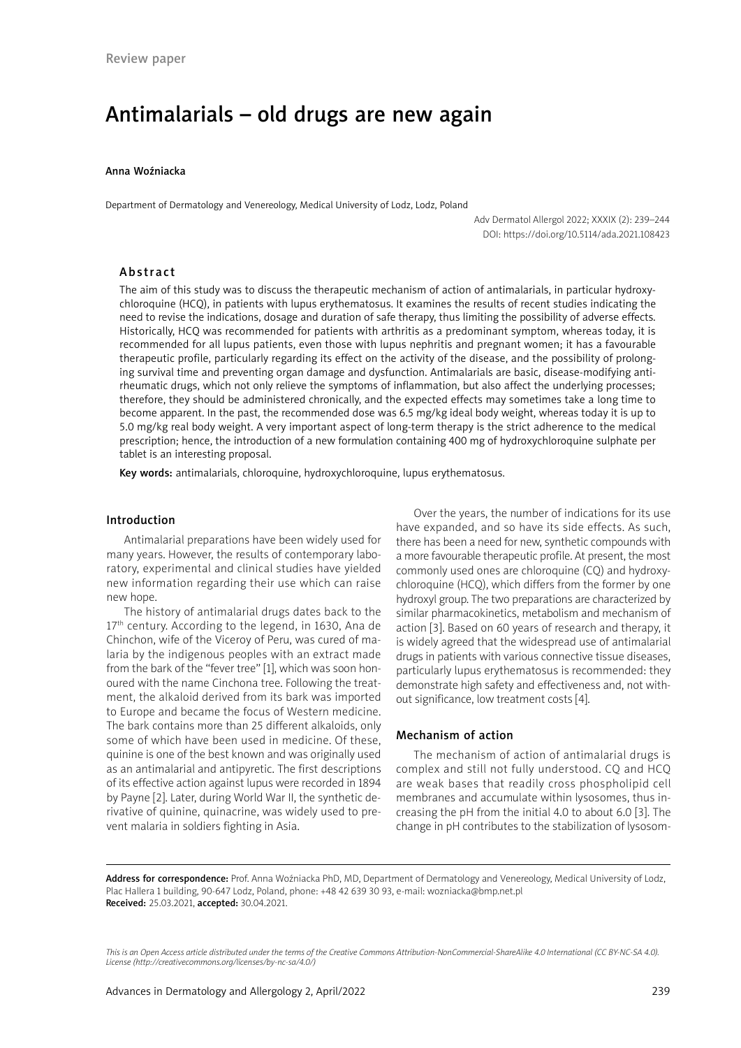Review paper

# Antimalarials – old drugs are new again

Anna Woźniacka

Department of Dermatology and Venereology, Medical University of Lodz, Lodz, Poland

Adv Dermatol Allergol 2022; XXXIX (2): 239–244
DOI: https://doi.org/10.5114/ada.2021.108423

## Abstract

The aim of this study was to discuss the therapeutic mechanism of action of antimalarials, in particular hydroxychloroquine (HCQ), in patients with lupus erythematosus. It examines the results of recent studies indicating the need to revise the indications, dosage and duration of safe therapy, thus limiting the possibility of adverse effects. Historically, HCQ was recommended for patients with arthritis as a predominant symptom, whereas today, it is recommended for all lupus patients, even those with lupus nephritis and pregnant women; it has a favourable therapeutic profile, particularly regarding its effect on the activity of the disease, and the possibility of prolonging survival time and preventing organ damage and dysfunction. Antimalarials are basic, disease-modifying antirheumatic drugs, which not only relieve the symptoms of inflammation, but also affect the underlying processes; therefore, they should be administered chronically, and the expected effects may sometimes take a long time to become apparent. In the past, the recommended dose was 6.5 mg/kg ideal body weight, whereas today it is up to 5.0 mg/kg real body weight. A very important aspect of long-term therapy is the strict adherence to the medical prescription; hence, the introduction of a new formulation containing 400 mg of hydroxychloroquine sulphate per tablet is an interesting proposal.

**Key words:** antimalarials, chloroquine, hydroxychloroquine, lupus erythematosus.

## Introduction

Antimalarial preparations have been widely used for many years. However, the results of contemporary laboratory, experimental and clinical studies have yielded new information regarding their use which can raise new hope.

The history of antimalarial drugs dates back to the 17th century. According to the legend, in 1630, Ana de Chinchon, wife of the Viceroy of Peru, was cured of malaria by the indigenous peoples with an extract made from the bark of the "fever tree" [1], which was soon honoured with the name Cinchona tree. Following the treatment, the alkaloid derived from its bark was imported to Europe and became the focus of Western medicine. The bark contains more than 25 different alkaloids, only some of which have been used in medicine. Of these, quinine is one of the best known and was originally used as an antimalarial and antipyretic. The first descriptions of its effective action against lupus were recorded in 1894 by Payne [2]. Later, during World War II, the synthetic derivative of quinine, quinacrine, was widely used to prevent malaria in soldiers fighting in Asia.

Over the years, the number of indications for its use have expanded, and so have its side effects. As such, there has been a need for new, synthetic compounds with a more favourable therapeutic profile. At present, the most commonly used ones are chloroquine (CQ) and hydroxychloroquine (HCQ), which differs from the former by one hydroxyl group. The two preparations are characterized by similar pharmacokinetics, metabolism and mechanism of action [3]. Based on 60 years of research and therapy, it is widely agreed that the widespread use of antimalarial drugs in patients with various connective tissue diseases, particularly lupus erythematosus is recommended: they demonstrate high safety and effectiveness and, not without significance, low treatment costs [4].

## Mechanism of action

The mechanism of action of antimalarial drugs is complex and still not fully understood. CQ and HCQ are weak bases that readily cross phospholipid cell membranes and accumulate within lysosomes, thus increasing the pH from the initial 4.0 to about 6.0 [3]. The change in pH contributes to the stabilization of lysosom-

**Address for correspondence:** Prof. Anna Woźniacka PhD, MD, Department of Dermatology and Venereology, Medical University of Lodz, Plac Hallera 1 building, 90-647 Lodz, Poland, phone: +48 42 639 30 93, e-mail: wozniacka@bmp.net.pl
**Received:** 25.03.2021, **accepted:** 30.04.2021.

*This is an Open Access article distributed under the terms of the Creative Commons Attribution-NonCommercial-ShareAlike 4.0 International (CC BY-NC-SA 4.0). License (http://creativecommons.org/licenses/by-nc-sa/4.0/)*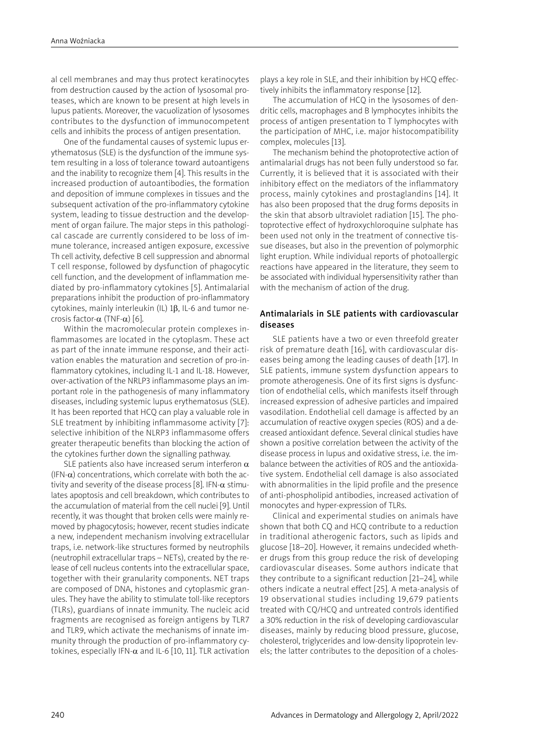al cell membranes and may thus protect keratinocytes from destruction caused by the action of lysosomal proteases, which are known to be present at high levels in lupus patients. Moreover, the vacuolization of lysosomes contributes to the dysfunction of immunocompetent cells and inhibits the process of antigen presentation.

One of the fundamental causes of systemic lupus erythematosus (SLE) is the dysfunction of the immune system resulting in a loss of tolerance toward autoantigens and the inability to recognize them [4]. This results in the increased production of autoantibodies, the formation and deposition of immune complexes in tissues and the subsequent activation of the pro-inflammatory cytokine system, leading to tissue destruction and the development of organ failure. The major steps in this pathological cascade are currently considered to be loss of immune tolerance, increased antigen exposure, excessive Th cell activity, defective B cell suppression and abnormal T cell response, followed by dysfunction of phagocytic cell function, and the development of inflammation mediated by pro-inflammatory cytokines [5]. Antimalarial preparations inhibit the production of pro-inflammatory cytokines, mainly interleukin (IL) 1β, IL-6 and tumor necrosis factor-α (TNF-α) [6].

Within the macromolecular protein complexes inflammasomes are located in the cytoplasm. These act as part of the innate immune response, and their activation enables the maturation and secretion of pro-inflammatory cytokines, including IL-1 and IL-18. However, over-activation of the NRLP3 inflammasome plays an important role in the pathogenesis of many inflammatory diseases, including systemic lupus erythematosus (SLE). It has been reported that HCQ can play a valuable role in SLE treatment by inhibiting inflammasome activity [7]: selective inhibition of the NLRP3 inflammasome offers greater therapeutic benefits than blocking the action of the cytokines further down the signalling pathway.

SLE patients also have increased serum interferon α (IFN-α) concentrations, which correlate with both the activity and severity of the disease process [8]. IFN-α stimulates apoptosis and cell breakdown, which contributes to the accumulation of material from the cell nuclei [9]. Until recently, it was thought that broken cells were mainly removed by phagocytosis; however, recent studies indicate a new, independent mechanism involving extracellular traps, i.e. network-like structures formed by neutrophils (neutrophil extracellular traps – NETs), created by the release of cell nucleus contents into the extracellular space, together with their granularity components. NET traps are composed of DNA, histones and cytoplasmic granules. They have the ability to stimulate toll-like receptors (TLRs), guardians of innate immunity. The nucleic acid fragments are recognised as foreign antigens by TLR7 and TLR9, which activate the mechanisms of innate immunity through the production of pro-inflammatory cytokines, especially IFN-α and IL-6 [10, 11]. TLR activation plays a key role in SLE, and their inhibition by HCQ effectively inhibits the inflammatory response [12].

The accumulation of HCQ in the lysosomes of dendritic cells, macrophages and B lymphocytes inhibits the process of antigen presentation to T lymphocytes with the participation of MHC, i.e. major histocompatibility complex, molecules [13].

The mechanism behind the photoprotective action of antimalarial drugs has not been fully understood so far. Currently, it is believed that it is associated with their inhibitory effect on the mediators of the inflammatory process, mainly cytokines and prostaglandins [14]. It has also been proposed that the drug forms deposits in the skin that absorb ultraviolet radiation [15]. The photoprotective effect of hydroxychloroquine sulphate has been used not only in the treatment of connective tissue diseases, but also in the prevention of polymorphic light eruption. While individual reports of photoallergic reactions have appeared in the literature, they seem to be associated with individual hypersensitivity rather than with the mechanism of action of the drug.

## Antimalarials in SLE patients with cardiovascular diseases

SLE patients have a two or even threefold greater risk of premature death [16], with cardiovascular diseases being among the leading causes of death [17]. In SLE patients, immune system dysfunction appears to promote atherogenesis. One of its first signs is dysfunction of endothelial cells, which manifests itself through increased expression of adhesive particles and impaired vasodilation. Endothelial cell damage is affected by an accumulation of reactive oxygen species (ROS) and a decreased antioxidant defence. Several clinical studies have shown a positive correlation between the activity of the disease process in lupus and oxidative stress, i.e. the imbalance between the activities of ROS and the antioxidative system. Endothelial cell damage is also associated with abnormalities in the lipid profile and the presence of anti-phospholipid antibodies, increased activation of monocytes and hyper-expression of TLRs.

Clinical and experimental studies on animals have shown that both CQ and HCQ contribute to a reduction in traditional atherogenic factors, such as lipids and glucose [18–20]. However, it remains undecided whether drugs from this group reduce the risk of developing cardiovascular diseases. Some authors indicate that they contribute to a significant reduction [21–24], while others indicate a neutral effect [25]. A meta-analysis of 19 observational studies including 19,679 patients treated with CQ/HCQ and untreated controls identified a 30% reduction in the risk of developing cardiovascular diseases, mainly by reducing blood pressure, glucose, cholesterol, triglycerides and low-density lipoprotein levels; the latter contributes to the deposition of a choles-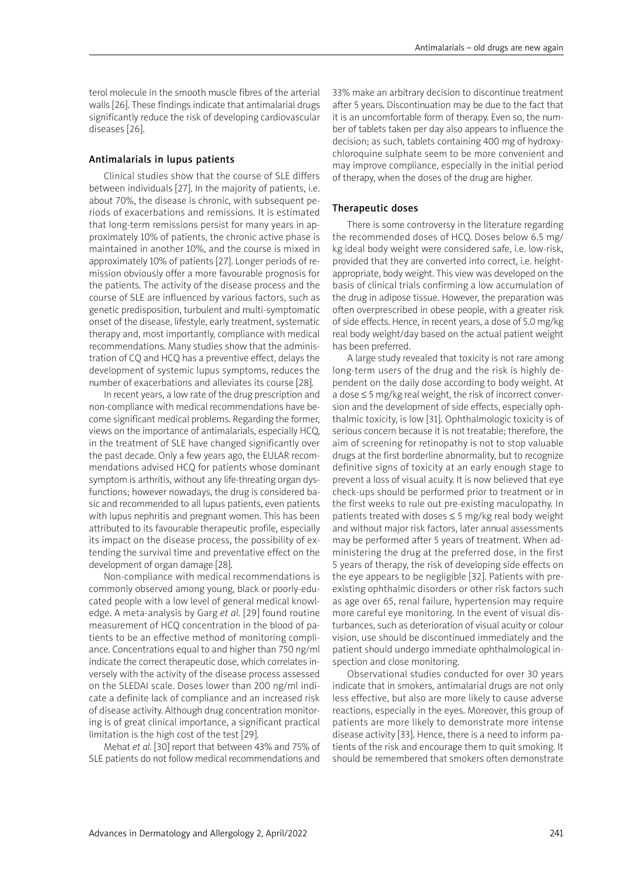terol molecule in the smooth muscle fibres of the arterial walls [26]. These findings indicate that antimalarial drugs significantly reduce the risk of developing cardiovascular diseases [26].

## Antimalarials in lupus patients

Clinical studies show that the course of SLE differs between individuals [27]. In the majority of patients, i.e. about 70%, the disease is chronic, with subsequent periods of exacerbations and remissions. It is estimated that long-term remissions persist for many years in approximately 10% of patients, the chronic active phase is maintained in another 10%, and the course is mixed in approximately 10% of patients [27]. Longer periods of remission obviously offer a more favourable prognosis for the patients. The activity of the disease process and the course of SLE are influenced by various factors, such as genetic predisposition, turbulent and multi-symptomatic onset of the disease, lifestyle, early treatment, systematic therapy and, most importantly, compliance with medical recommendations. Many studies show that the administration of CQ and HCQ has a preventive effect, delays the development of systemic lupus symptoms, reduces the number of exacerbations and alleviates its course [28].

In recent years, a low rate of the drug prescription and non-compliance with medical recommendations have become significant medical problems. Regarding the former, views on the importance of antimalarials, especially HCQ, in the treatment of SLE have changed significantly over the past decade. Only a few years ago, the EULAR recommendations advised HCQ for patients whose dominant symptom is arthritis, without any life-threating organ dysfunctions; however nowadays, the drug is considered basic and recommended to all lupus patients, even patients with lupus nephritis and pregnant women. This has been attributed to its favourable therapeutic profile, especially its impact on the disease process, the possibility of extending the survival time and preventative effect on the development of organ damage [28].

Non-compliance with medical recommendations is commonly observed among young, black or poorly-educated people with a low level of general medical knowledge. A meta-analysis by Garg *et al.* [29] found routine measurement of HCQ concentration in the blood of patients to be an effective method of monitoring compliance. Concentrations equal to and higher than 750 ng/ml indicate the correct therapeutic dose, which correlates inversely with the activity of the disease process assessed on the SLEDAI scale. Doses lower than 200 ng/ml indicate a definite lack of compliance and an increased risk of disease activity. Although drug concentration monitoring is of great clinical importance, a significant practical limitation is the high cost of the test [29].

Mehat *et al.* [30] report that between 43% and 75% of SLE patients do not follow medical recommendations and 33% make an arbitrary decision to discontinue treatment after 5 years. Discontinuation may be due to the fact that it is an uncomfortable form of therapy. Even so, the number of tablets taken per day also appears to influence the decision; as such, tablets containing 400 mg of hydroxychloroquine sulphate seem to be more convenient and may improve compliance, especially in the initial period of therapy, when the doses of the drug are higher.

## Therapeutic doses

There is some controversy in the literature regarding the recommended doses of HCQ. Doses below 6.5 mg/kg ideal body weight were considered safe, i.e. low-risk, provided that they are converted into correct, i.e. height-appropriate, body weight. This view was developed on the basis of clinical trials confirming a low accumulation of the drug in adipose tissue. However, the preparation was often overprescribed in obese people, with a greater risk of side effects. Hence, in recent years, a dose of 5.0 mg/kg real body weight/day based on the actual patient weight has been preferred.

A large study revealed that toxicity is not rare among long-term users of the drug and the risk is highly dependent on the daily dose according to body weight. At a dose ≤ 5 mg/kg real weight, the risk of incorrect conversion and the development of side effects, especially ophthalmic toxicity, is low [31]. Ophthalmologic toxicity is of serious concern because it is not treatable; therefore, the aim of screening for retinopathy is not to stop valuable drugs at the first borderline abnormality, but to recognize definitive signs of toxicity at an early enough stage to prevent a loss of visual acuity. It is now believed that eye check-ups should be performed prior to treatment or in the first weeks to rule out pre-existing maculopathy. In patients treated with doses ≤ 5 mg/kg real body weight and without major risk factors, later annual assessments may be performed after 5 years of treatment. When administering the drug at the preferred dose, in the first 5 years of therapy, the risk of developing side effects on the eye appears to be negligible [32]. Patients with pre-existing ophthalmic disorders or other risk factors such as age over 65, renal failure, hypertension may require more careful eye monitoring. In the event of visual disturbances, such as deterioration of visual acuity or colour vision, use should be discontinued immediately and the patient should undergo immediate ophthalmological inspection and close monitoring.

Observational studies conducted for over 30 years indicate that in smokers, antimalarial drugs are not only less effective, but also are more likely to cause adverse reactions, especially in the eyes. Moreover, this group of patients are more likely to demonstrate more intense disease activity [33]. Hence, there is a need to inform patients of the risk and encourage them to quit smoking. It should be remembered that smokers often demonstrate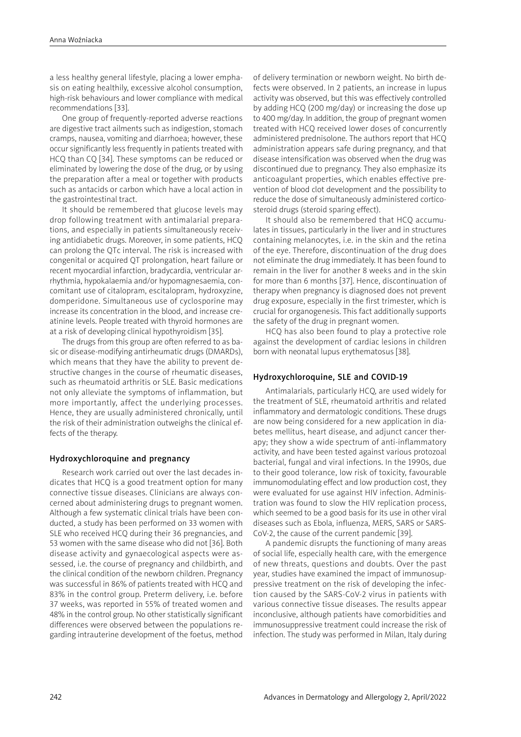a less healthy general lifestyle, placing a lower emphasis on eating healthily, excessive alcohol consumption, high-risk behaviours and lower compliance with medical recommendations [33].

One group of frequently-reported adverse reactions are digestive tract ailments such as indigestion, stomach cramps, nausea, vomiting and diarrhoea; however, these occur significantly less frequently in patients treated with HCQ than CQ [34]. These symptoms can be reduced or eliminated by lowering the dose of the drug, or by using the preparation after a meal or together with products such as antacids or carbon which have a local action in the gastrointestinal tract.

It should be remembered that glucose levels may drop following treatment with antimalarial preparations, and especially in patients simultaneously receiving antidiabetic drugs. Moreover, in some patients, HCQ can prolong the QTc interval. The risk is increased with congenital or acquired QT prolongation, heart failure or recent myocardial infarction, bradycardia, ventricular arrhythmia, hypokalaemia and/or hypomagnesaemia, concomitant use of citalopram, escitalopram, hydroxyzine, domperidone. Simultaneous use of cyclosporine may increase its concentration in the blood, and increase creatinine levels. People treated with thyroid hormones are at a risk of developing clinical hypothyroidism [35].

The drugs from this group are often referred to as basic or disease-modifying antirheumatic drugs (DMARDs), which means that they have the ability to prevent destructive changes in the course of rheumatic diseases, such as rheumatoid arthritis or SLE. Basic medications not only alleviate the symptoms of inflammation, but more importantly, affect the underlying processes. Hence, they are usually administered chronically, until the risk of their administration outweighs the clinical effects of the therapy.

## Hydroxychloroquine and pregnancy

Research work carried out over the last decades indicates that HCQ is a good treatment option for many connective tissue diseases. Clinicians are always concerned about administering drugs to pregnant women. Although a few systematic clinical trials have been conducted, a study has been performed on 33 women with SLE who received HCQ during their 36 pregnancies, and 53 women with the same disease who did not [36]. Both disease activity and gynaecological aspects were assessed, i.e. the course of pregnancy and childbirth, and the clinical condition of the newborn children. Pregnancy was successful in 86% of patients treated with HCQ and 83% in the control group. Preterm delivery, i.e. before 37 weeks, was reported in 55% of treated women and 48% in the control group. No other statistically significant differences were observed between the populations regarding intrauterine development of the foetus, method of delivery termination or newborn weight. No birth defects were observed. In 2 patients, an increase in lupus activity was observed, but this was effectively controlled by adding HCQ (200 mg/day) or increasing the dose up to 400 mg/day. In addition, the group of pregnant women treated with HCQ received lower doses of concurrently administered prednisolone. The authors report that HCQ administration appears safe during pregnancy, and that disease intensification was observed when the drug was discontinued due to pregnancy. They also emphasize its anticoagulant properties, which enables effective prevention of blood clot development and the possibility to reduce the dose of simultaneously administered corticosteroid drugs (steroid sparing effect).

It should also be remembered that HCQ accumulates in tissues, particularly in the liver and in structures containing melanocytes, i.e. in the skin and the retina of the eye. Therefore, discontinuation of the drug does not eliminate the drug immediately. It has been found to remain in the liver for another 8 weeks and in the skin for more than 6 months [37]. Hence, discontinuation of therapy when pregnancy is diagnosed does not prevent drug exposure, especially in the first trimester, which is crucial for organogenesis. This fact additionally supports the safety of the drug in pregnant women.

HCQ has also been found to play a protective role against the development of cardiac lesions in children born with neonatal lupus erythematosus [38].

## Hydroxychloroquine, SLE and COVID-19

Antimalarials, particularly HCQ, are used widely for the treatment of SLE, rheumatoid arthritis and related inflammatory and dermatologic conditions. These drugs are now being considered for a new application in diabetes mellitus, heart disease, and adjunct cancer therapy; they show a wide spectrum of anti-inflammatory activity, and have been tested against various protozoal bacterial, fungal and viral infections. In the 1990s, due to their good tolerance, low risk of toxicity, favourable immunomodulating effect and low production cost, they were evaluated for use against HIV infection. Administration was found to slow the HIV replication process, which seemed to be a good basis for its use in other viral diseases such as Ebola, influenza, MERS, SARS or SARS-CoV-2, the cause of the current pandemic [39].

A pandemic disrupts the functioning of many areas of social life, especially health care, with the emergence of new threats, questions and doubts. Over the past year, studies have examined the impact of immunosuppressive treatment on the risk of developing the infection caused by the SARS-CoV-2 virus in patients with various connective tissue diseases. The results appear inconclusive, although patients have comorbidities and immunosuppressive treatment could increase the risk of infection. The study was performed in Milan, Italy during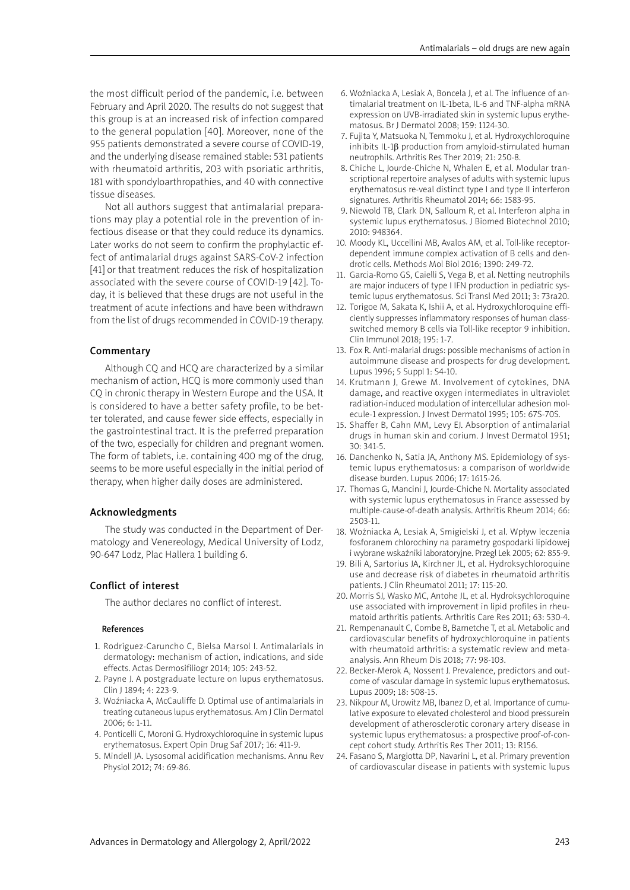the most difficult period of the pandemic, i.e. between February and April 2020. The results do not suggest that this group is at an increased risk of infection compared to the general population [40]. Moreover, none of the 955 patients demonstrated a severe course of COVID-19, and the underlying disease remained stable: 531 patients with rheumatoid arthritis, 203 with psoriatic arthritis, 181 with spondyloarthropathies, and 40 with connective tissue diseases.

Not all authors suggest that antimalarial preparations may play a potential role in the prevention of infectious disease or that they could reduce its dynamics. Later works do not seem to confirm the prophylactic effect of antimalarial drugs against SARS-CoV-2 infection [41] or that treatment reduces the risk of hospitalization associated with the severe course of COVID-19 [42]. Today, it is believed that these drugs are not useful in the treatment of acute infections and have been withdrawn from the list of drugs recommended in COVID-19 therapy.

## Commentary

Although CQ and HCQ are characterized by a similar mechanism of action, HCQ is more commonly used than CQ in chronic therapy in Western Europe and the USA. It is considered to have a better safety profile, to be better tolerated, and cause fewer side effects, especially in the gastrointestinal tract. It is the preferred preparation of the two, especially for children and pregnant women. The form of tablets, i.e. containing 400 mg of the drug, seems to be more useful especially in the initial period of therapy, when higher daily doses are administered.

## Acknowledgments

The study was conducted in the Department of Dermatology and Venereology, Medical University of Lodz, 90-647 Lodz, Plac Hallera 1 building 6.

## Conflict of interest

The author declares no conflict of interest.

### References

1. Rodriguez-Caruncho C, Bielsa Marsol I. Antimalarials in dermatology: mechanism of action, indications, and side effects. Actas Dermosifiliogr 2014; 105: 243-52.
2. Payne J. A postgraduate lecture on lupus erythematosus. Clin J 1894; 4: 223-9.
3. Woźniacka A, McCauliffe D. Optimal use of antimalarials in treating cutaneous lupus erythematosus. Am J Clin Dermatol 2006; 6: 1-11.
4. Ponticelli C, Moroni G. Hydroxychloroquine in systemic lupus erythematosus. Expert Opin Drug Saf 2017; 16: 411-9.
5. Mindell JA. Lysosomal acidification mechanisms. Annu Rev Physiol 2012; 74: 69-86.
6. Woźniacka A, Lesiak A, Boncela J, et al. The influence of antimalarial treatment on IL-1beta, IL-6 and TNF-alpha mRNA expression on UVB-irradiated skin in systemic lupus erythematosus. Br J Dermatol 2008; 159: 1124-30.
7. Fujita Y, Matsuoka N, Temmoku J, et al. Hydroxychloroquine inhibits IL-1β production from amyloid-stimulated human neutrophils. Arthritis Res Ther 2019; 21: 250-8.
8. Chiche L, Jourde-Chiche N, Whalen E, et al. Modular transcriptional repertoire analyses of adults with systemic lupus erythematosus re-veal distinct type I and type II interferon signatures. Arthritis Rheumatol 2014; 66: 1583-95.
9. Niewold TB, Clark DN, Salloum R, et al. Interferon alpha in systemic lupus erythematosus. J Biomed Biotechnol 2010; 2010: 948364.
10. Moody KL, Uccellini MB, Avalos AM, et al. Toll-like receptor-dependent immune complex activation of B cells and dendrotic cells. Methods Mol Biol 2016; 1390: 249-72.
11. Garcia-Romo GS, Caielli S, Vega B, et al. Netting neutrophils are major inducers of type I IFN production in pediatric systemic lupus erythematosus. Sci Transl Med 2011; 3: 73ra20.
12. Torigoe M, Sakata K, Ishii A, et al. Hydroxychloroquine efficiently suppresses inflammatory responses of human class-switched memory B cells via Toll-like receptor 9 inhibition. Clin Immunol 2018; 195: 1-7.
13. Fox R. Anti-malarial drugs: possible mechanisms of action in autoimmune disease and prospects for drug development. Lupus 1996; 5 Suppl 1: S4-10.
14. Krutmann J, Grewe M. Involvement of cytokines, DNA damage, and reactive oxygen intermediates in ultraviolet radiation-induced modulation of intercellular adhesion molecule-1 expression. J Invest Dermatol 1995; 105: 67S-70S.
15. Shaffer B, Cahn MM, Levy EJ. Absorption of antimalarial drugs in human skin and corium. J Invest Dermatol 1951; 30: 341-5.
16. Danchenko N, Satia JA, Anthony MS. Epidemiology of systemic lupus erythematosus: a comparison of worldwide disease burden. Lupus 2006; 17: 1615-26.
17. Thomas G, Mancini J, Jourde-Chiche N. Mortality associated with systemic lupus erythematosus in France assessed by multiple-cause-of-death analysis. Arthritis Rheum 2014; 66: 2503-11.
18. Woźniacka A, Lesiak A, Smigielski J, et al. Wpływ leczenia fosforanem chlorochiny na parametry gospodarki lipidowej i wybrane wskaźniki laboratoryjne. Przegl Lek 2005; 62: 855-9.
19. Bili A, Sartorius JA, Kirchner JL, et al. Hydroksychloroquine use and decrease risk of diabetes in rheumatoid arthritis patients. J Clin Rheumatol 2011; 17: 115-20.
20. Morris SJ, Wasko MC, Antohe JL, et al. Hydroksychloroquine use associated with improvement in lipid profiles in rheumatoid arthritis patients. Arthritis Care Res 2011; 63: 530-4.
21. Rempenanault C, Combe B, Barnetche T, et al. Metabolic and cardiovascular benefits of hydroxychloroquine in patients with rheumatoid arthritis: a systematic review and meta-analysis. Ann Rheum Dis 2018; 77: 98-103.
22. Becker-Merok A, Nossent J. Prevalence, predictors and outcome of vascular damage in systemic lupus erythematosus. Lupus 2009; 18: 508-15.
23. Nikpour M, Urowitz MB, Ibanez D, et al. Importance of cumulative exposure to elevated cholesterol and blood pressurein development of atherosclerotic coronary artery disease in systemic lupus erythematosus: a prospective proof-of-concept cohort study. Arthritis Res Ther 2011; 13: R156.
24. Fasano S, Margiotta DP, Navarini L, et al. Primary prevention of cardiovascular disease in patients with systemic lupus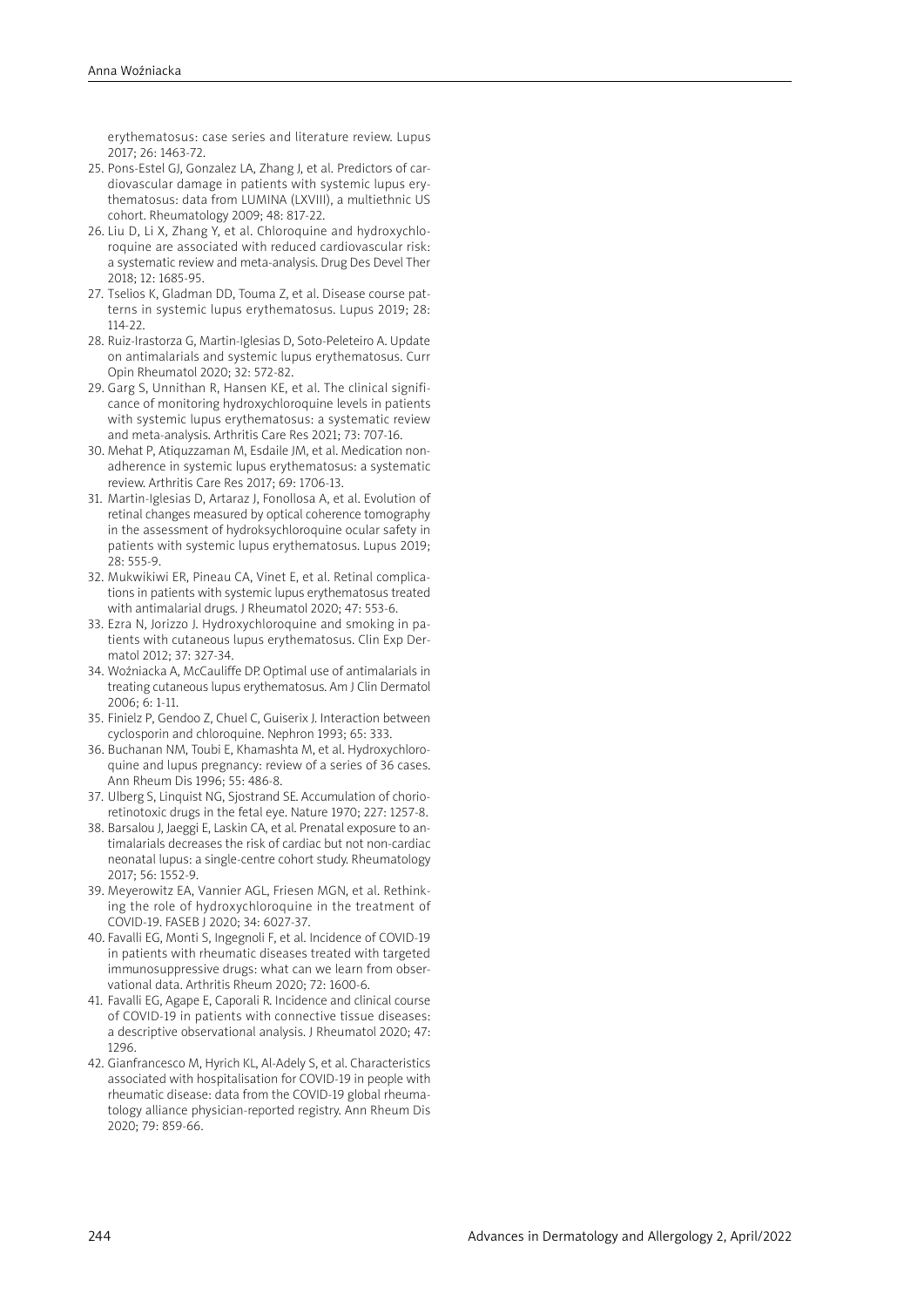erythematosus: case series and literature review. Lupus 2017; 26: 1463-72.

25. Pons-Estel GJ, Gonzalez LA, Zhang J, et al. Predictors of cardiovascular damage in patients with systemic lupus erythematosus: data from LUMINA (LXVIII), a multiethnic US cohort. Rheumatology 2009; 48: 817-22.
26. Liu D, Li X, Zhang Y, et al. Chloroquine and hydroxychloroquine are associated with reduced cardiovascular risk: a systematic review and meta-analysis. Drug Des Devel Ther 2018; 12: 1685-95.
27. Tselios K, Gladman DD, Touma Z, et al. Disease course patterns in systemic lupus erythematosus. Lupus 2019; 28: 114-22.
28. Ruiz-Irastorza G, Martin-Iglesias D, Soto-Peleteiro A. Update on antimalarials and systemic lupus erythematosus. Curr Opin Rheumatol 2020; 32: 572-82.
29. Garg S, Unnithan R, Hansen KE, et al. The clinical significance of monitoring hydroxychloroquine levels in patients with systemic lupus erythematosus: a systematic review and meta-analysis. Arthritis Care Res 2021; 73: 707-16.
30. Mehat P, Atiquzzaman M, Esdaile JM, et al. Medication nonadherence in systemic lupus erythematosus: a systematic review. Arthritis Care Res 2017; 69: 1706-13.
31. Martin-Iglesias D, Artaraz J, Fonollosa A, et al. Evolution of retinal changes measured by optical coherence tomography in the assessment of hydroksychloroquine ocular safety in patients with systemic lupus erythematosus. Lupus 2019; 28: 555-9.
32. Mukwikiwi ER, Pineau CA, Vinet E, et al. Retinal complications in patients with systemic lupus erythematosus treated with antimalarial drugs. J Rheumatol 2020; 47: 553-6.
33. Ezra N, Jorizzo J. Hydroxychloroquine and smoking in patients with cutaneous lupus erythematosus. Clin Exp Dermatol 2012; 37: 327-34.
34. Woźniacka A, McCauliffe DP. Optimal use of antimalarials in treating cutaneous lupus erythematosus. Am J Clin Dermatol 2006; 6: 1-11.
35. Finielz P, Gendoo Z, Chuel C, Guiserix J. Interaction between cyclosporin and chloroquine. Nephron 1993; 65: 333.
36. Buchanan NM, Toubi E, Khamashta M, et al. Hydroxychloroquine and lupus pregnancy: review of a series of 36 cases. Ann Rheum Dis 1996; 55: 486-8.
37. Ulberg S, Linquist NG, Sjostrand SE. Accumulation of chorioretinotoxic drugs in the fetal eye. Nature 1970; 227: 1257-8.
38. Barsalou J, Jaeggi E, Laskin CA, et al. Prenatal exposure to antimalarials decreases the risk of cardiac but not non-cardiac neonatal lupus: a single-centre cohort study. Rheumatology 2017; 56: 1552-9.
39. Meyerowitz EA, Vannier AGL, Friesen MGN, et al. Rethinking the role of hydroxychloroquine in the treatment of COVID-19. FASEB J 2020; 34: 6027-37.
40. Favalli EG, Monti S, Ingegnoli F, et al. Incidence of COVID-19 in patients with rheumatic diseases treated with targeted immunosuppressive drugs: what can we learn from observational data. Arthritis Rheum 2020; 72: 1600-6.
41. Favalli EG, Agape E, Caporali R. Incidence and clinical course of COVID-19 in patients with connective tissue diseases: a descriptive observational analysis. J Rheumatol 2020; 47: 1296.
42. Gianfrancesco M, Hyrich KL, Al-Adely S, et al. Characteristics associated with hospitalisation for COVID-19 in people with rheumatic disease: data from the COVID-19 global rheumatology alliance physician-reported registry. Ann Rheum Dis 2020; 79: 859-66.